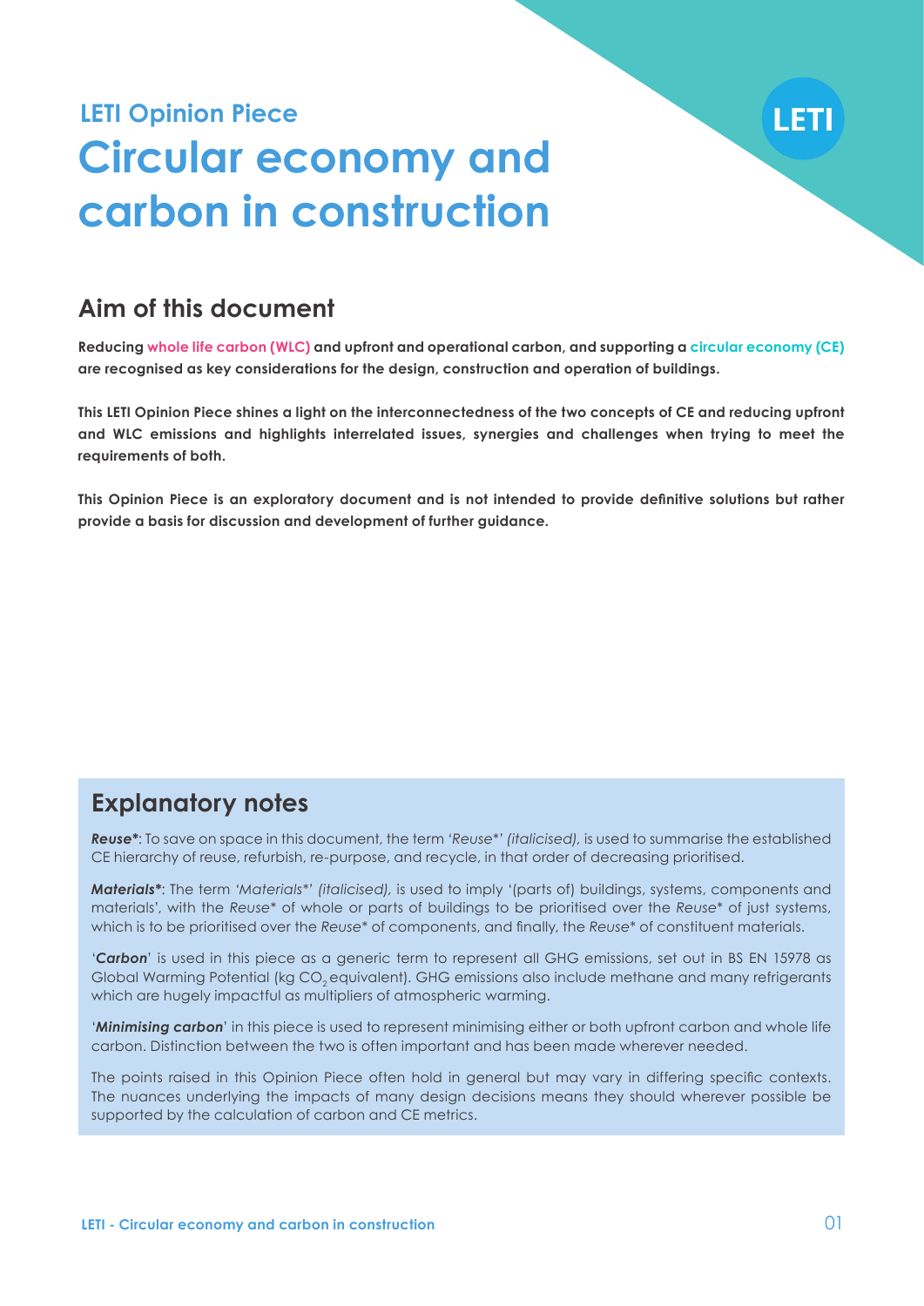**LETI Opinion Piece**

# Circular economy and carbon in construction

## Aim of this document

**Reducing whole life carbon (WLC) and upfront and operational carbon, and supporting a circular economy (CE) are recognised as key considerations for the design, construction and operation of buildings.**

**This LETI Opinion Piece shines a light on the interconnectedness of the two concepts of CE and reducing upfront and WLC emissions and highlights interrelated issues, synergies and challenges when trying to meet the requirements of both.**

**This Opinion Piece is an exploratory document and is not intended to provide definitive solutions but rather provide a basis for discussion and development of further guidance.**

## Explanatory notes

***Reuse****: To save on space in this document, the term '*Reuse** ' *(italicised)*, is used to summarise the established CE hierarchy of reuse, refurbish, re-purpose, and recycle, in that order of decreasing prioritised.

***Materials****: The term '*Materials**' *(italicised)*, is used to imply '(parts of) buildings, systems, components and materials', with the *Reuse** of whole or parts of buildings to be prioritised over the *Reuse** of just systems, which is to be prioritised over the *Reuse** of components, and finally, the *Reuse** of constituent materials.

'***Carbon***' is used in this piece as a generic term to represent all GHG emissions, set out in BS EN 15978 as Global Warming Potential (kg $CO_2$ equivalent). GHG emissions also include methane and many refrigerants which are hugely impactful as multipliers of atmospheric warming.

'***Minimising carbon***' in this piece is used to represent minimising either or both upfront carbon and whole life carbon. Distinction between the two is often important and has been made wherever needed.

The points raised in this Opinion Piece often hold in general but may vary in differing specific contexts. The nuances underlying the impacts of many design decisions means they should wherever possible be supported by the calculation of carbon and CE metrics.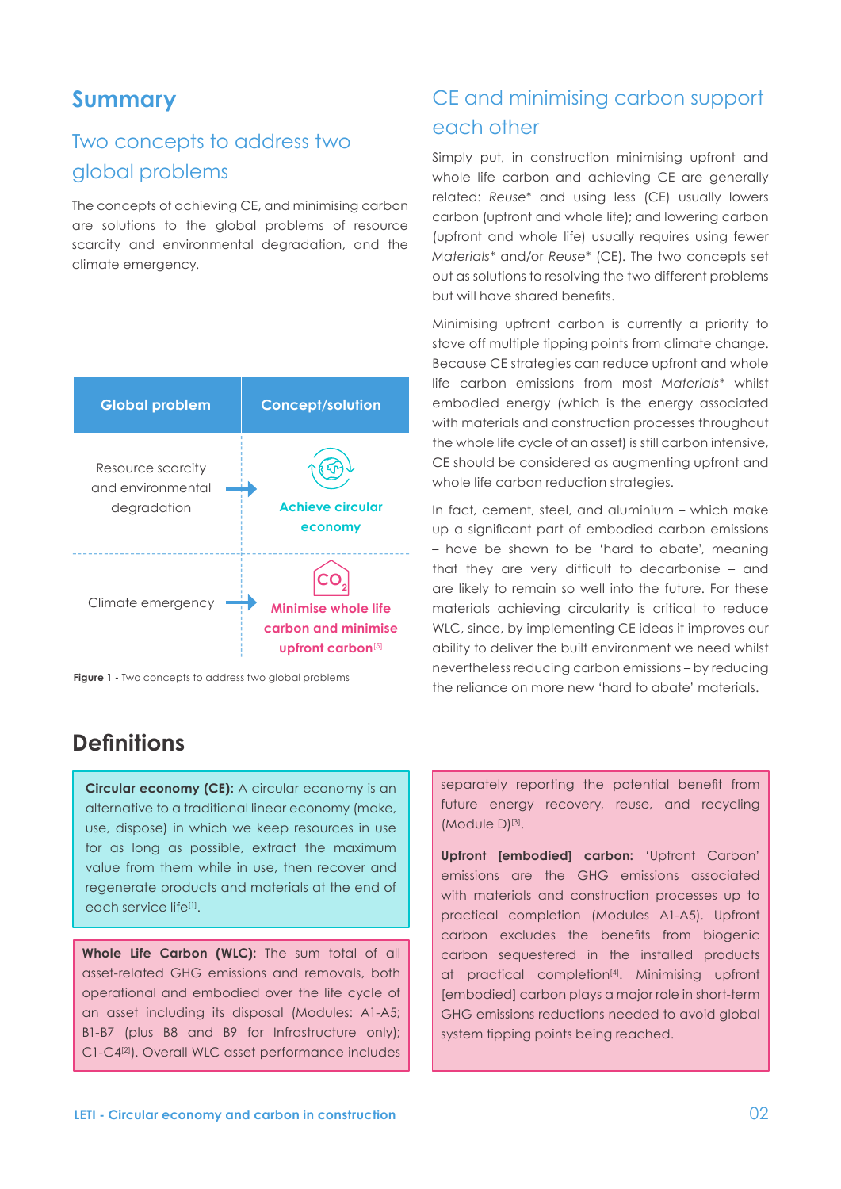# Summary

## Two concepts to address two global problems

The concepts of achieving CE, and minimising carbon are solutions to the global problems of resource scarcity and environmental degradation, and the climate emergency.

| Global problem | Concept/solution |
| --- | --- |
| Resource scarcity and environmental degradation | Achieve circular economy |
| Climate emergency | Minimise whole life carbon and minimise upfront carbon[5] |

**Figure 1 -** Two concepts to address two global problems

## CE and minimising carbon support each other

Simply put, in construction minimising upfront and whole life carbon and achieving CE are generally related: *Reuse\** and using less (CE) usually lowers carbon (upfront and whole life); and lowering carbon (upfront and whole life) usually requires using fewer *Materials\** and/or *Reuse\** (CE). The two concepts set out as solutions to resolving the two different problems but will have shared benefits.

Minimising upfront carbon is currently a priority to stave off multiple tipping points from climate change. Because CE strategies can reduce upfront and whole life carbon emissions from most *Materials\** whilst embodied energy (which is the energy associated with materials and construction processes throughout the whole life cycle of an asset) is still carbon intensive, CE should be considered as augmenting upfront and whole life carbon reduction strategies.

In fact, cement, steel, and aluminium – which make up a significant part of embodied carbon emissions – have be shown to be 'hard to abate', meaning that they are very difficult to decarbonise – and are likely to remain so well into the future. For these materials achieving circularity is critical to reduce WLC, since, by implementing CE ideas it improves our ability to deliver the built environment we need whilst nevertheless reducing carbon emissions – by reducing the reliance on more new 'hard to abate' materials.

# Definitions

**Circular economy (CE):** A circular economy is an alternative to a traditional linear economy (make, use, dispose) in which we keep resources in use for as long as possible, extract the maximum value from them while in use, then recover and regenerate products and materials at the end of each service life[1].

**Whole Life Carbon (WLC):** The sum total of all asset-related GHG emissions and removals, both operational and embodied over the life cycle of an asset including its disposal (Modules: A1-A5; B1-B7 (plus B8 and B9 for Infrastructure only); C1-C4[2]). Overall WLC asset performance includes separately reporting the potential benefit from future energy recovery, reuse, and recycling (Module D)[3].

**Upfront [embodied] carbon:** 'Upfront Carbon' emissions are the GHG emissions associated with materials and construction processes up to practical completion (Modules A1-A5). Upfront carbon excludes the benefits from biogenic carbon sequestered in the installed products at practical completion[4]. Minimising upfront [embodied] carbon plays a major role in short-term GHG emissions reductions needed to avoid global system tipping points being reached.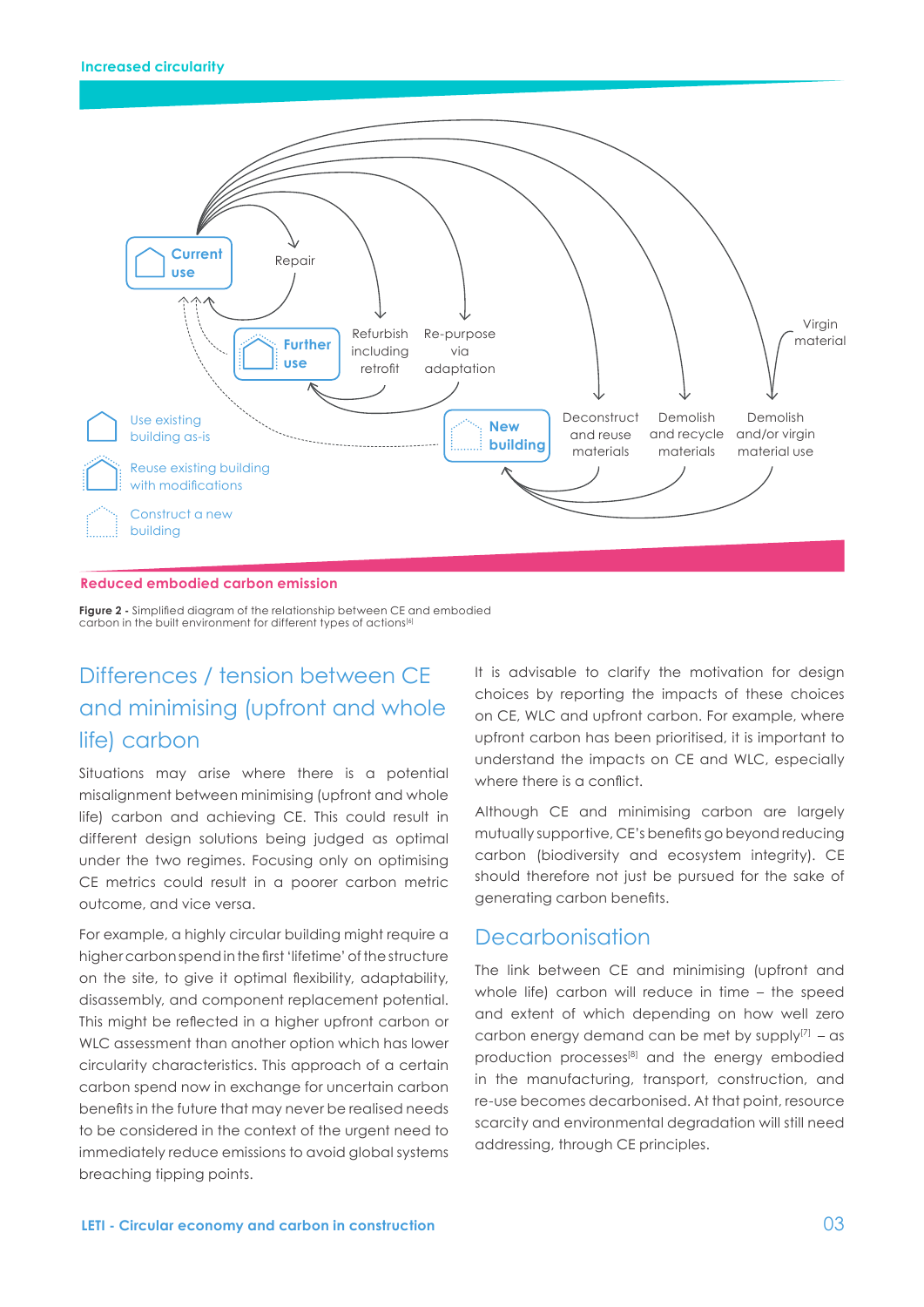Increased circularity

Current use

Repair

Further use

Refurbish including retrofit

Re-purpose via adaptation

Virgin material

New building

Deconstruct and reuse materials

Demolish and recycle materials

Demolish and/or virgin material use

Use existing building as-is

Reuse existing building with modifications

Construct a new building

Reduced embodied carbon emission

**Figure 2 -** Simplified diagram of the relationship between CE and embodied carbon in the built environment for different types of actions[6]

## Differences / tension between CE and minimising (upfront and whole life) carbon

Situations may arise where there is a potential misalignment between minimising (upfront and whole life) carbon and achieving CE. This could result in different design solutions being judged as optimal under the two regimes. Focusing only on optimising CE metrics could result in a poorer carbon metric outcome, and vice versa.

For example, a highly circular building might require a higher carbon spend in the first 'lifetime' of the structure on the site, to give it optimal flexibility, adaptability, disassembly, and component replacement potential. This might be reflected in a higher upfront carbon or WLC assessment than another option which has lower circularity characteristics. This approach of a certain carbon spend now in exchange for uncertain carbon benefits in the future that may never be realised needs to be considered in the context of the urgent need to immediately reduce emissions to avoid global systems breaching tipping points.

It is advisable to clarify the motivation for design choices by reporting the impacts of these choices on CE, WLC and upfront carbon. For example, where upfront carbon has been prioritised, it is important to understand the impacts on CE and WLC, especially where there is a conflict.

Although CE and minimising carbon are largely mutually supportive, CE's benefits go beyond reducing carbon (biodiversity and ecosystem integrity). CE should therefore not just be pursued for the sake of generating carbon benefits.

## Decarbonisation

The link between CE and minimising (upfront and whole life) carbon will reduce in time – the speed and extent of which depending on how well zero carbon energy demand can be met by supply[7] – as production processes[8] and the energy embodied in the manufacturing, transport, construction, and re-use becomes decarbonised. At that point, resource scarcity and environmental degradation will still need addressing, through CE principles.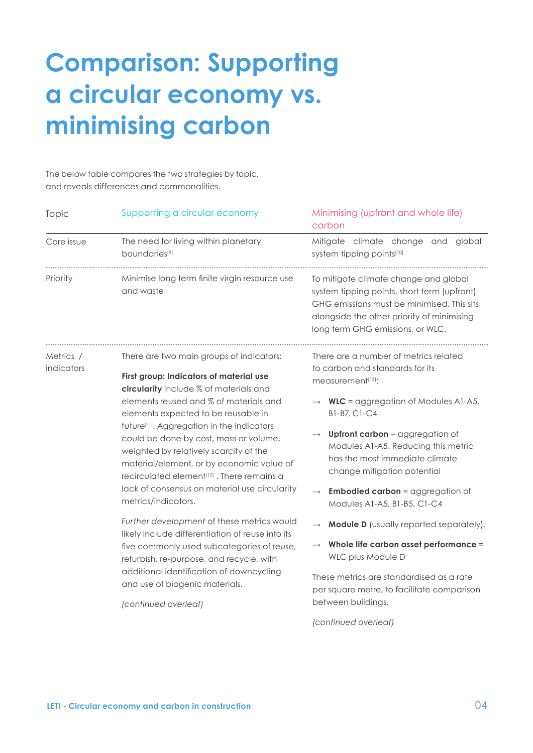# Comparison: Supporting a circular economy vs. minimising carbon

The below table compares the two strategies by topic, and reveals differences and commonalities.

| Topic | Supporting a circular economy | Minimising (upfront and whole life) carbon |
|---|---|---|
| Core issue | The need for living within planetary boundaries[9] | Mitigate climate change and global system tipping points[10] |
| Priority | Minimise long term finite virgin resource use and waste | To mitigate climate change and global system tipping points, short term (upfront) GHG emissions must be minimised. This sits alongside the other priority of minimising long term GHG emissions, or WLC. |
| Metrics / indicators | There are two main groups of indicators:<br><br>**First group: Indicators of material use circularity** include % of materials and elements reused and % of materials and elements expected to be reusable in future[11]. Aggregation in the indicators could be done by cost, mass or volume, weighted by relatively scarcity of the material/element, or by economic value of recirculated element[12] . There remains a lack of consensus on material use circularity metrics/indicators.<br><br>*Further development* of these metrics would likely include differentiation of reuse into its five commonly used subcategories of reuse, refurbish, re-purpose, and recycle, with additional identification of downcycling and use of biogenic materials.<br><br>*(continued overleaf)* | There are a number of metrics related to carbon and standards for its measurement[13]:<br><br>→ **WLC** = aggregation of Modules A1-A5, B1-B7, C1-C4<br><br>→ **Upfront carbon** = aggregation of Modules A1-A5. Reducing this metric has the most immediate climate change mitigation potential<br><br>→ **Embodied carbon** = aggregation of Modules A1-A5, B1-B5, C1-C4<br><br>→ **Module D** (usually reported separately).<br><br>→ **Whole life carbon asset performance** = WLC plus Module D<br><br>These metrics are standardised as a rate per square metre, to facilitate comparison between buildings.<br><br>*(continued overleaf)* |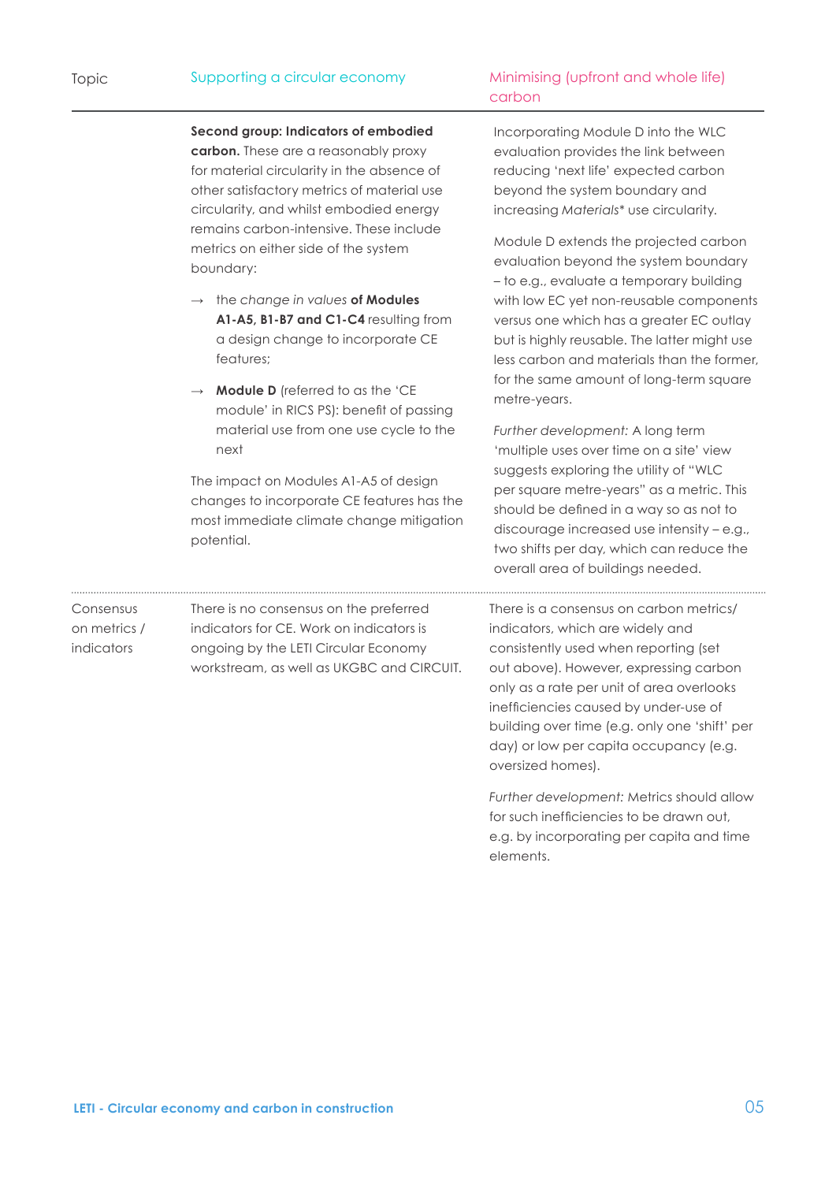| Topic | Supporting a circular economy | Minimising (upfront and whole life) carbon |
|---|---|---|
| | **Second group: Indicators of embodied carbon.** These are a reasonably proxy for material circularity in the absence of other satisfactory metrics of material use circularity, and whilst embodied energy remains carbon-intensive. These include metrics on either side of the system boundary:<br><br>→ the *change in values* **of Modules A1-A5, B1-B7 and C1-C4** resulting from a design change to incorporate CE features;<br><br>→ **Module D** (referred to as the 'CE module' in RICS PS): benefit of passing material use from one use cycle to the next<br><br>The impact on Modules A1-A5 of design changes to incorporate CE features has the most immediate climate change mitigation potential. | Incorporating Module D into the WLC evaluation provides the link between reducing 'next life' expected carbon beyond the system boundary and increasing *Materials** use circularity.<br><br>Module D extends the projected carbon evaluation beyond the system boundary – to e.g., evaluate a temporary building with low EC yet non-reusable components versus one which has a greater EC outlay but is highly reusable. The latter might use less carbon and materials than the former, for the same amount of long-term square metre-years.<br><br>*Further development:* A long term 'multiple uses over time on a site' view suggests exploring the utility of "WLC per square metre-years" as a metric. This should be defined in a way so as not to discourage increased use intensity – e.g., two shifts per day, which can reduce the overall area of buildings needed. |
| Consensus on metrics / indicators | There is no consensus on the preferred indicators for CE. Work on indicators is ongoing by the LETI Circular Economy workstream, as well as UKGBC and CIRCUIT. | There is a consensus on carbon metrics/ indicators, which are widely and consistently used when reporting (set out above). However, expressing carbon only as a rate per unit of area overlooks inefficiencies caused by under-use of building over time (e.g. only one 'shift' per day) or low per capita occupancy (e.g. oversized homes).<br><br>*Further development:* Metrics should allow for such inefficiencies to be drawn out, e.g. by incorporating per capita and time elements. |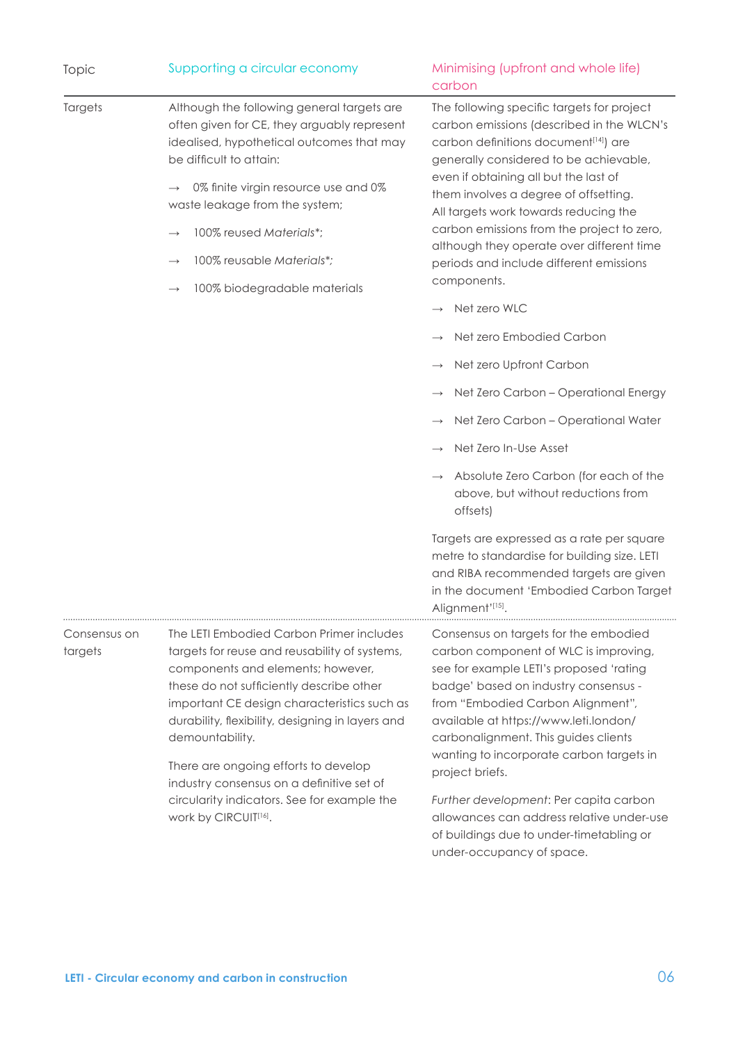| Topic | Supporting a circular economy | Minimising (upfront and whole life) carbon |
|---|---|---|
| Targets | Although the following general targets are often given for CE, they arguably represent idealised, hypothetical outcomes that may be difficult to attain:<br><br>→ 0% finite virgin resource use and 0% waste leakage from the system;<br><br>→ 100% reused *Materials*\*;<br><br>→ 100% reusable *Materials\*;*<br><br>→ 100% biodegradable materials | The following specific targets for project carbon emissions (described in the WLCN's carbon definitions document[14]) are generally considered to be achievable, even if obtaining all but the last of them involves a degree of offsetting. All targets work towards reducing the carbon emissions from the project to zero, although they operate over different time periods and include different emissions components.<br><br>→ Net zero WLC<br><br>→ Net zero Embodied Carbon<br><br>→ Net zero Upfront Carbon<br><br>→ Net Zero Carbon – Operational Energy<br><br>→ Net Zero Carbon – Operational Water<br><br>→ Net Zero In-Use Asset<br><br>→ Absolute Zero Carbon (for each of the above, but without reductions from offsets)<br><br>Targets are expressed as a rate per square metre to standardise for building size. LETI and RIBA recommended targets are given in the document 'Embodied Carbon Target Alignment'[15]. |
| Consensus on targets | The LETI Embodied Carbon Primer includes targets for reuse and reusability of systems, components and elements; however, these do not sufficiently describe other important CE design characteristics such as durability, flexibility, designing in layers and demountability.<br><br>There are ongoing efforts to develop industry consensus on a definitive set of circularity indicators. See for example the work by CIRCUIT[16]. | Consensus on targets for the embodied carbon component of WLC is improving, see for example LETI's proposed 'rating badge' based on industry consensus - from "Embodied Carbon Alignment", available at https://www.leti.london/carbonalignment. This guides clients wanting to incorporate carbon targets in project briefs.<br><br>*Further development*: Per capita carbon allowances can address relative under-use of buildings due to under-timetabling or under-occupancy of space. |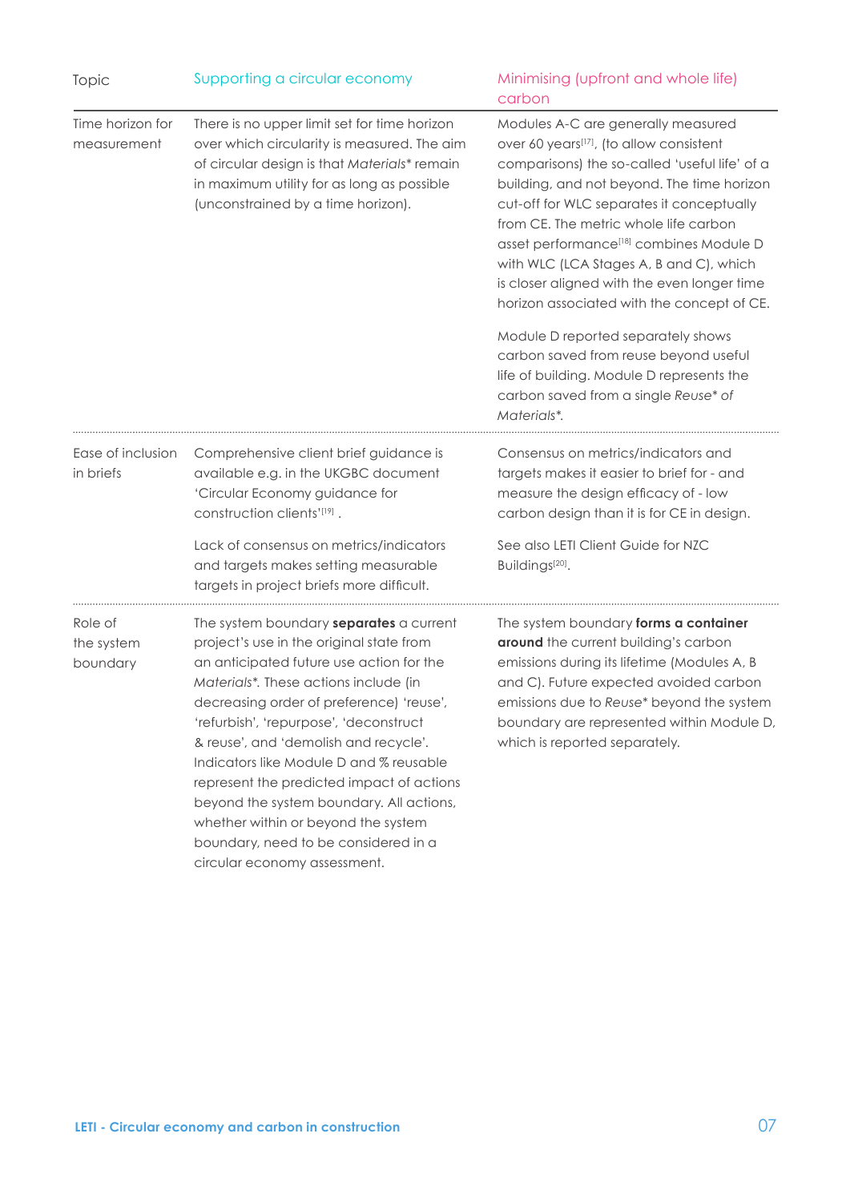| Topic | Supporting a circular economy | Minimising (upfront and whole life) carbon |
|---|---|---|
| Time horizon for measurement | There is no upper limit set for time horizon over which circularity is measured. The aim of circular design is that *Materials*\* remain in maximum utility for as long as possible (unconstrained by a time horizon). | Modules A-C are generally measured over 60 years[17], (to allow consistent comparisons) the so-called 'useful life' of a building, and not beyond. The time horizon cut-off for WLC separates it conceptually from CE. The metric whole life carbon asset performance[18] combines Module D with WLC (LCA Stages A, B and C), which is closer aligned with the even longer time horizon associated with the concept of CE.<br><br>Module D reported separately shows carbon saved from reuse beyond useful life of building. Module D represents the carbon saved from a single *Reuse\* of Materials\**. |
| Ease of inclusion in briefs | Comprehensive client brief guidance is available e.g. in the UKGBC document 'Circular Economy guidance for construction clients'[19] .<br><br>Lack of consensus on metrics/indicators and targets makes setting measurable targets in project briefs more difficult. | Consensus on metrics/indicators and targets makes it easier to brief for - and measure the design efficacy of - low carbon design than it is for CE in design.<br><br>See also LETI Client Guide for NZC Buildings[20]. |
| Role of the system boundary | The system boundary **separates** a current project's use in the original state from an anticipated future use action for the *Materials*\*. These actions include (in decreasing order of preference) 'reuse', 'refurbish', 'repurpose', 'deconstruct & reuse', and 'demolish and recycle'. Indicators like Module D and % reusable represent the predicted impact of actions beyond the system boundary. All actions, whether within or beyond the system boundary, need to be considered in a circular economy assessment. | The system boundary **forms a container around** the current building's carbon emissions during its lifetime (Modules A, B and C). Future expected avoided carbon emissions due to *Reuse*\* beyond the system boundary are represented within Module D, which is reported separately. |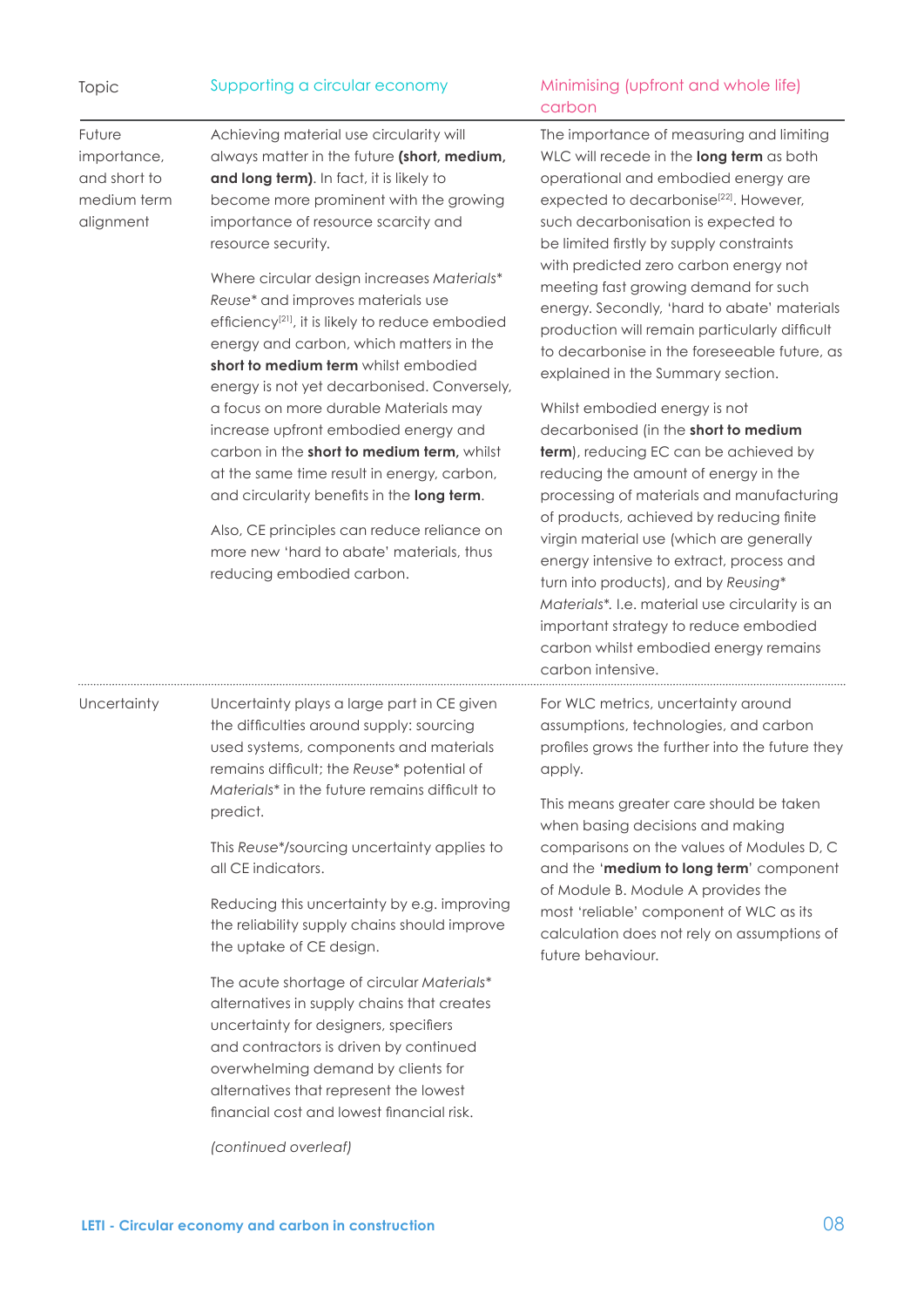| Topic | Supporting a circular economy | Minimising (upfront and whole life) carbon |
|---|---|---|
| Future importance, and short to medium term alignment | Achieving material use circularity will always matter in the future **(short, medium, and long term)**. In fact, it is likely to become more prominent with the growing importance of resource scarcity and resource security.<br><br>Where circular design increases *Materials\** *Reuse\** and improves materials use efficiency[21], it is likely to reduce embodied energy and carbon, which matters in the **short to medium term** whilst embodied energy is not yet decarbonised. Conversely, a focus on more durable Materials may increase upfront embodied energy and carbon in the **short to medium term,** whilst at the same time result in energy, carbon, and circularity benefits in the **long term**.<br><br>Also, CE principles can reduce reliance on more new 'hard to abate' materials, thus reducing embodied carbon. | The importance of measuring and limiting WLC will recede in the **long term** as both operational and embodied energy are expected to decarbonise[22]. However, such decarbonisation is expected to be limited firstly by supply constraints with predicted zero carbon energy not meeting fast growing demand for such energy. Secondly, 'hard to abate' materials production will remain particularly difficult to decarbonise in the foreseeable future, as explained in the Summary section.<br><br>Whilst embodied energy is not decarbonised (in the **short to medium term**), reducing EC can be achieved by reducing the amount of energy in the processing of materials and manufacturing of products, achieved by reducing finite virgin material use (which are generally energy intensive to extract, process and turn into products), and by *Reusing\** *Materials\**. I.e. material use circularity is an important strategy to reduce embodied carbon whilst embodied energy remains carbon intensive. |
| Uncertainty | Uncertainty plays a large part in CE given the difficulties around supply: sourcing used systems, components and materials remains difficult; the *Reuse\** potential of *Materials\** in the future remains difficult to predict.<br><br>This *Reuse\**/sourcing uncertainty applies to all CE indicators.<br><br>Reducing this uncertainty by e.g. improving the reliability supply chains should improve the uptake of CE design.<br><br>The acute shortage of circular *Materials\** alternatives in supply chains that creates uncertainty for designers, specifiers and contractors is driven by continued overwhelming demand by clients for alternatives that represent the lowest financial cost and lowest financial risk.<br><br>*(continued overleaf)* | For WLC metrics, uncertainty around assumptions, technologies, and carbon profiles grows the further into the future they apply.<br><br>This means greater care should be taken when basing decisions and making comparisons on the values of Modules D, C and the '**medium to long term**' component of Module B. Module A provides the most 'reliable' component of WLC as its calculation does not rely on assumptions of future behaviour. |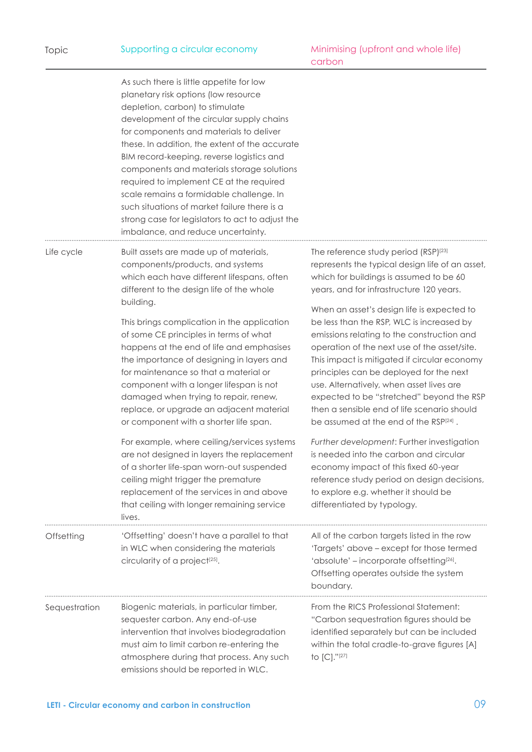| Topic | Supporting a circular economy | Minimising (upfront and whole life) carbon |
|---|---|---|
| | As such there is little appetite for low planetary risk options (low resource depletion, carbon) to stimulate development of the circular supply chains for components and materials to deliver these. In addition, the extent of the accurate BIM record-keeping, reverse logistics and components and materials storage solutions required to implement CE at the required scale remains a formidable challenge. In such situations of market failure there is a strong case for legislators to act to adjust the imbalance, and reduce uncertainty. | |
| Life cycle | Built assets are made up of materials, components/products, and systems which each have different lifespans, often different to the design life of the whole building.<br><br>This brings complication in the application of some CE principles in terms of what happens at the end of life and emphasises the importance of designing in layers and for maintenance so that a material or component with a longer lifespan is not damaged when trying to repair, renew, replace, or upgrade an adjacent material or component with a shorter life span.<br><br>For example, where ceiling/services systems are not designed in layers the replacement of a shorter life-span worn-out suspended ceiling might trigger the premature replacement of the services in and above that ceiling with longer remaining service lives. | The reference study period (RSP)[23] represents the typical design life of an asset, which for buildings is assumed to be 60 years, and for infrastructure 120 years.<br><br>When an asset's design life is expected to be less than the RSP, WLC is increased by emissions relating to the construction and operation of the next use of the asset/site. This impact is mitigated if circular economy principles can be deployed for the next use. Alternatively, when asset lives are expected to be "stretched" beyond the RSP then a sensible end of life scenario should be assumed at the end of the RSP[24] .<br><br>*Further development*: Further investigation is needed into the carbon and circular economy impact of this fixed 60-year reference study period on design decisions, to explore e.g. whether it should be differentiated by typology. |
| Offsetting | 'Offsetting' doesn't have a parallel to that in WLC when considering the materials circularity of a project[25]. | All of the carbon targets listed in the row 'Targets' above – except for those termed 'absolute' – incorporate offsetting[26]. Offsetting operates outside the system boundary. |
| Sequestration | Biogenic materials, in particular timber, sequester carbon. Any end-of-use intervention that involves biodegradation must aim to limit carbon re-entering the atmosphere during that process. Any such emissions should be reported in WLC. | From the RICS Professional Statement: "Carbon sequestration figures should be identified separately but can be included within the total cradle-to-grave figures [A] to [C]."[27] |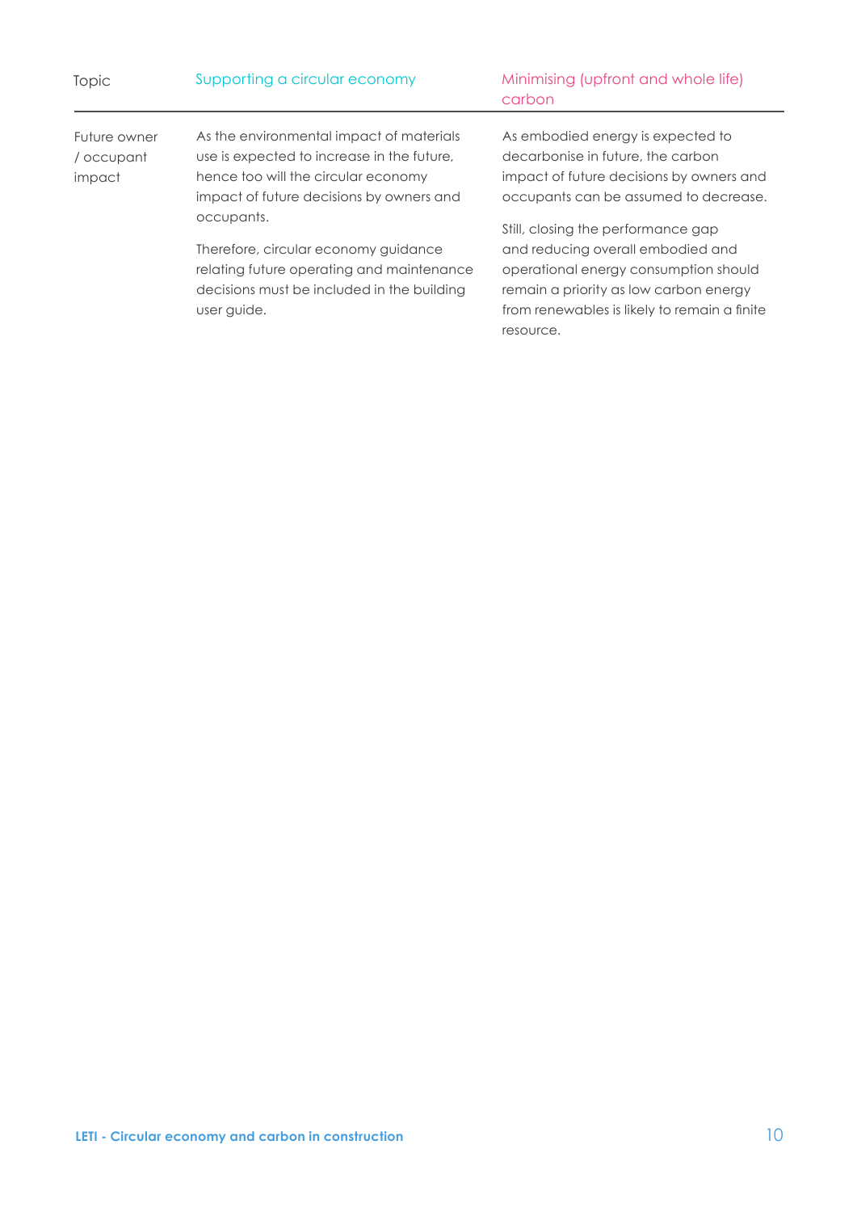| Topic | Supporting a circular economy | Minimising (upfront and whole life) carbon |
|---|---|---|
| Future owner / occupant impact | As the environmental impact of materials use is expected to increase in the future, hence too will the circular economy impact of future decisions by owners and occupants.<br><br>Therefore, circular economy guidance relating future operating and maintenance decisions must be included in the building user guide. | As embodied energy is expected to decarbonise in future, the carbon impact of future decisions by owners and occupants can be assumed to decrease.<br><br>Still, closing the performance gap and reducing overall embodied and operational energy consumption should remain a priority as low carbon energy from renewables is likely to remain a finite resource. |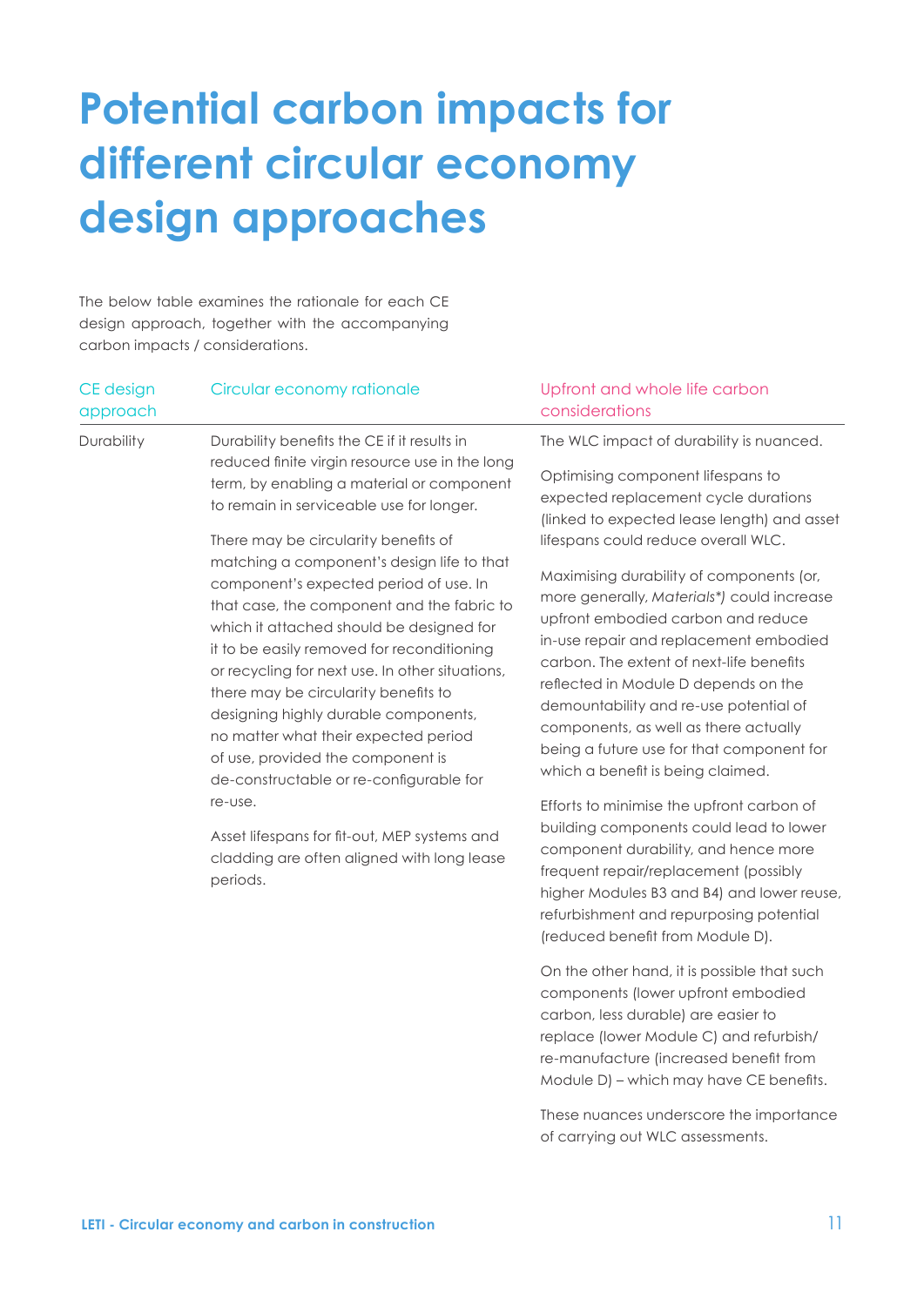# Potential carbon impacts for different circular economy design approaches

The below table examines the rationale for each CE design approach, together with the accompanying carbon impacts / considerations.

| CE design approach | Circular economy rationale | Upfront and whole life carbon considerations |
| --- | --- | --- |
| Durability | Durability benefits the CE if it results in reduced finite virgin resource use in the long term, by enabling a material or component to remain in serviceable use for longer.<br><br>There may be circularity benefits of matching a component's design life to that component's expected period of use. In that case, the component and the fabric to which it attached should be designed for it to be easily removed for reconditioning or recycling for next use. In other situations, there may be circularity benefits to designing highly durable components, no matter what their expected period of use, provided the component is de-constructable or re-configurable for re-use.<br><br>Asset lifespans for fit-out, MEP systems and cladding are often aligned with long lease periods. | The WLC impact of durability is nuanced.<br><br>Optimising component lifespans to expected replacement cycle durations (linked to expected lease length) and asset lifespans could reduce overall WLC.<br><br>Maximising durability of components (or, more generally, *Materials\*)* could increase upfront embodied carbon and reduce in-use repair and replacement embodied carbon. The extent of next-life benefits reflected in Module D depends on the demountability and re-use potential of components, as well as there actually being a future use for that component for which a benefit is being claimed.<br><br>Efforts to minimise the upfront carbon of building components could lead to lower component durability, and hence more frequent repair/replacement (possibly higher Modules B3 and B4) and lower reuse, refurbishment and repurposing potential (reduced benefit from Module D).<br><br>On the other hand, it is possible that such components (lower upfront embodied carbon, less durable) are easier to replace (lower Module C) and refurbish/ re-manufacture (increased benefit from Module D) – which may have CE benefits.<br><br>These nuances underscore the importance of carrying out WLC assessments. |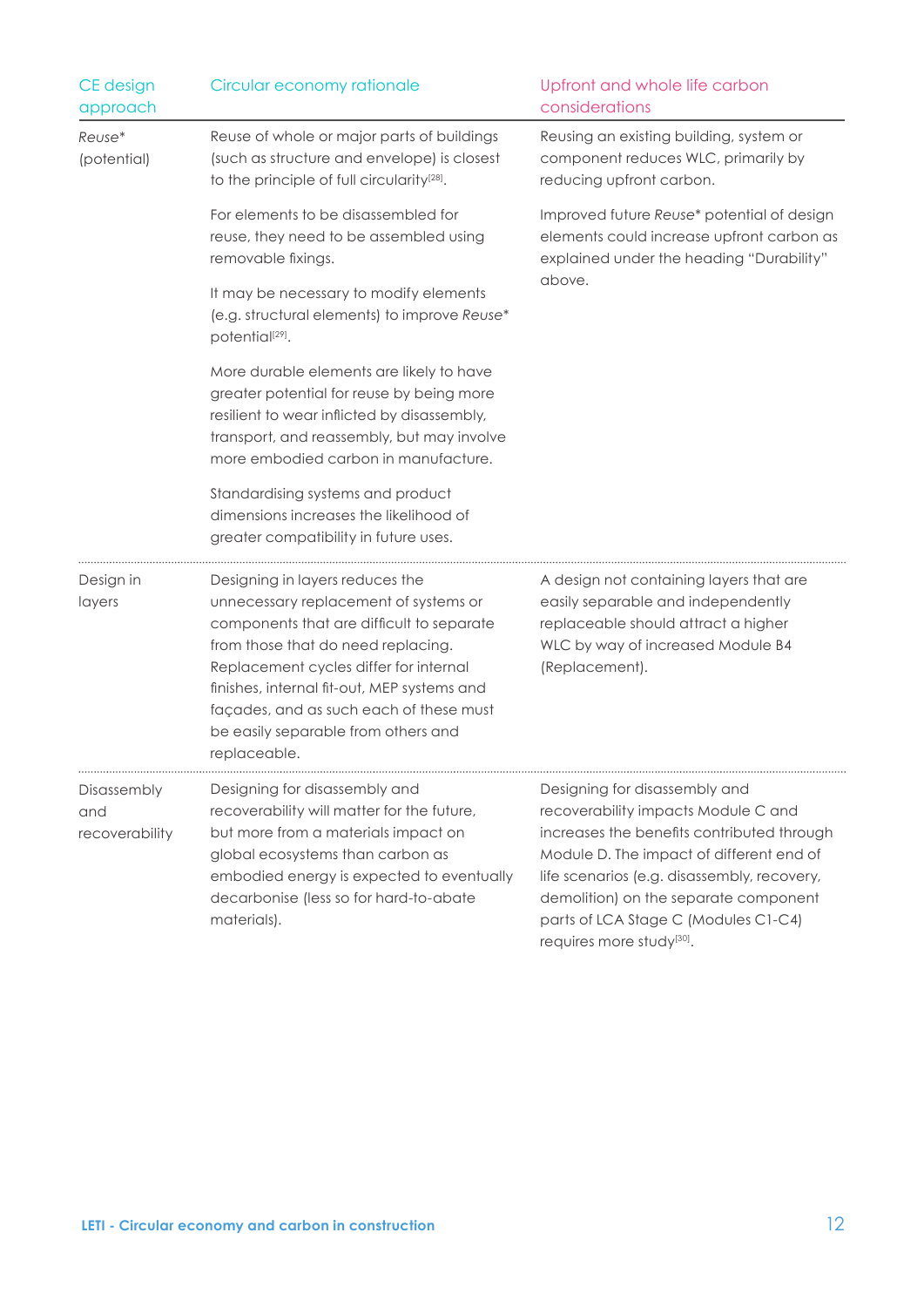| CE design approach | Circular economy rationale | Upfront and whole life carbon considerations |
|---|---|---|
| *Reuse** (potential) | Reuse of whole or major parts of buildings (such as structure and envelope) is closest to the principle of full circularity[28].<br><br>For elements to be disassembled for reuse, they need to be assembled using removable fixings.<br><br>It may be necessary to modify elements (e.g. structural elements) to improve *Reuse** potential[29].<br><br>More durable elements are likely to have greater potential for reuse by being more resilient to wear inflicted by disassembly, transport, and reassembly, but may involve more embodied carbon in manufacture.<br><br>Standardising systems and product dimensions increases the likelihood of greater compatibility in future uses. | Reusing an existing building, system or component reduces WLC, primarily by reducing upfront carbon.<br><br>Improved future *Reuse** potential of design elements could increase upfront carbon as explained under the heading "Durability" above. |
| Design in layers | Designing in layers reduces the unnecessary replacement of systems or components that are difficult to separate from those that do need replacing. Replacement cycles differ for internal finishes, internal fit-out, MEP systems and façades, and as such each of these must be easily separable from others and replaceable. | A design not containing layers that are easily separable and independently replaceable should attract a higher WLC by way of increased Module B4 (Replacement). |
| Disassembly and recoverability | Designing for disassembly and recoverability will matter for the future, but more from a materials impact on global ecosystems than carbon as embodied energy is expected to eventually decarbonise (less so for hard-to-abate materials). | Designing for disassembly and recoverability impacts Module C and increases the benefits contributed through Module D. The impact of different end of life scenarios (e.g. disassembly, recovery, demolition) on the separate component parts of LCA Stage C (Modules C1-C4) requires more study[30]. |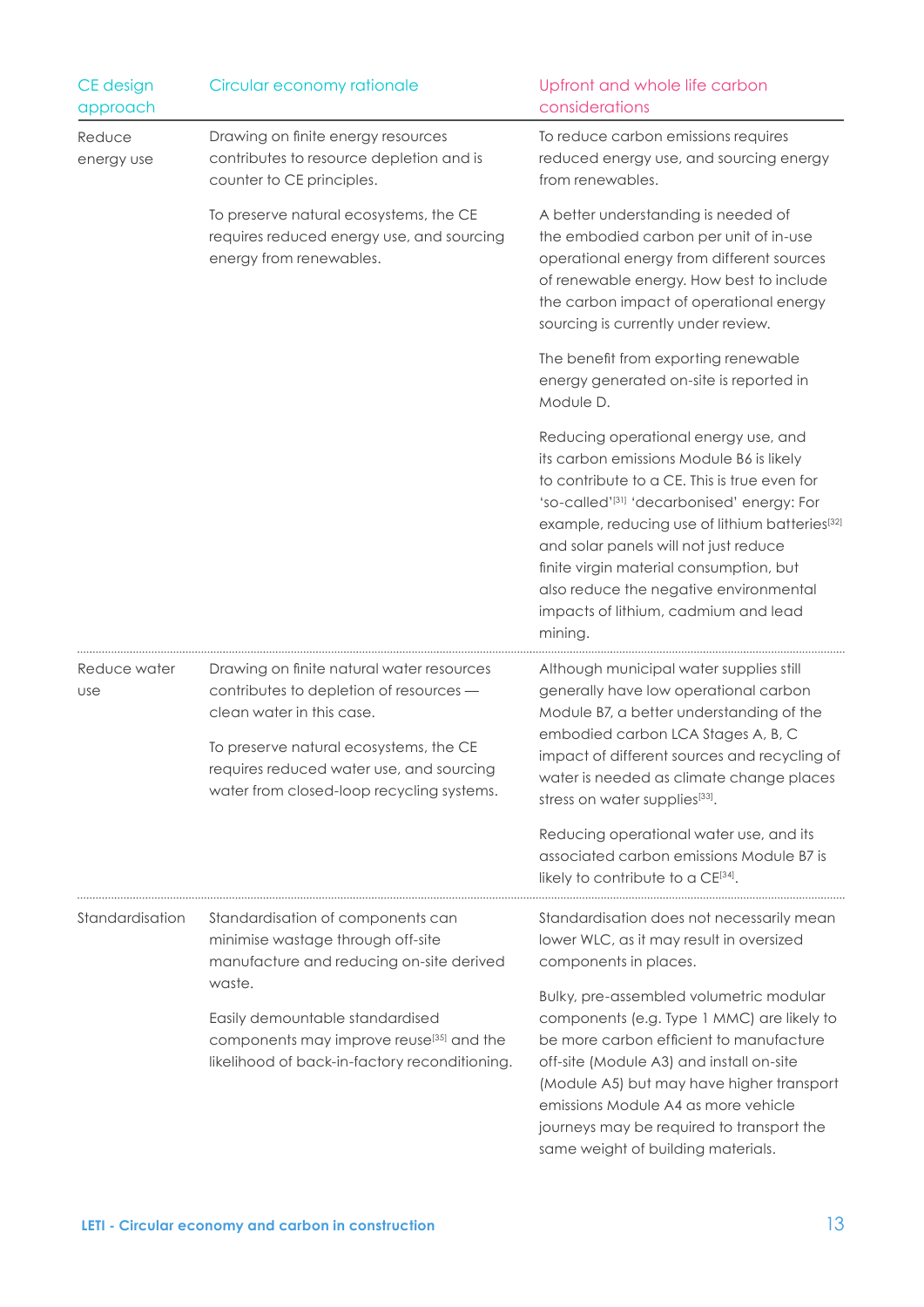| CE design approach | Circular economy rationale | Upfront and whole life carbon considerations |
|---|---|---|
| Reduce energy use | Drawing on finite energy resources contributes to resource depletion and is counter to CE principles.<br><br>To preserve natural ecosystems, the CE requires reduced energy use, and sourcing energy from renewables. | To reduce carbon emissions requires reduced energy use, and sourcing energy from renewables.<br><br>A better understanding is needed of the embodied carbon per unit of in-use operational energy from different sources of renewable energy. How best to include the carbon impact of operational energy sourcing is currently under review.<br><br>The benefit from exporting renewable energy generated on-site is reported in Module D.<br><br>Reducing operational energy use, and its carbon emissions Module B6 is likely to contribute to a CE. This is true even for 'so-called'[31] 'decarbonised' energy: For example, reducing use of lithium batteries[32] and solar panels will not just reduce finite virgin material consumption, but also reduce the negative environmental impacts of lithium, cadmium and lead mining. |
| Reduce water use | Drawing on finite natural water resources contributes to depletion of resources — clean water in this case.<br><br>To preserve natural ecosystems, the CE requires reduced water use, and sourcing water from closed-loop recycling systems. | Although municipal water supplies still generally have low operational carbon Module B7, a better understanding of the embodied carbon LCA Stages A, B, C impact of different sources and recycling of water is needed as climate change places stress on water supplies[33].<br><br>Reducing operational water use, and its associated carbon emissions Module B7 is likely to contribute to a CE[34]. |
| Standardisation | Standardisation of components can minimise wastage through off-site manufacture and reducing on-site derived waste.<br><br>Easily demountable standardised components may improve reuse[35] and the likelihood of back-in-factory reconditioning. | Standardisation does not necessarily mean lower WLC, as it may result in oversized components in places.<br><br>Bulky, pre-assembled volumetric modular components (e.g. Type 1 MMC) are likely to be more carbon efficient to manufacture off-site (Module A3) and install on-site (Module A5) but may have higher transport emissions Module A4 as more vehicle journeys may be required to transport the same weight of building materials. |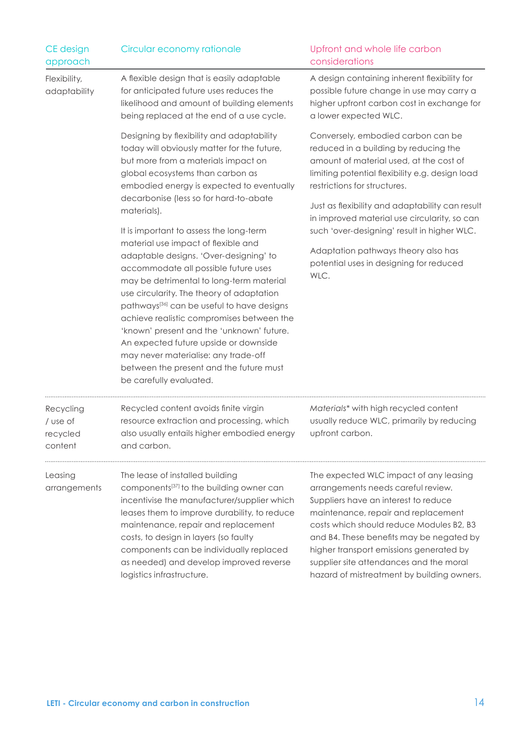| CE design approach | Circular economy rationale | Upfront and whole life carbon considerations |
|---|---|---|
| Flexibility, adaptability | A flexible design that is easily adaptable for anticipated future uses reduces the likelihood and amount of building elements being replaced at the end of a use cycle.<br><br>Designing by flexibility and adaptability today will obviously matter for the future, but more from a materials impact on global ecosystems than carbon as embodied energy is expected to eventually decarbonise (less so for hard-to-abate materials).<br><br>It is important to assess the long-term material use impact of flexible and adaptable designs. 'Over-designing' to accommodate all possible future uses may be detrimental to long-term material use circularity. The theory of adaptation pathways[36] can be useful to have designs achieve realistic compromises between the 'known' present and the 'unknown' future. An expected future upside or downside may never materialise: any trade-off between the present and the future must be carefully evaluated. | A design containing inherent flexibility for possible future change in use may carry a higher upfront carbon cost in exchange for a lower expected WLC.<br><br>Conversely, embodied carbon can be reduced in a building by reducing the amount of material used, at the cost of limiting potential flexibility e.g. design load restrictions for structures.<br><br>Just as flexibility and adaptability can result in improved material use circularity, so can such 'over-designing' result in higher WLC.<br><br>Adaptation pathways theory also has potential uses in designing for reduced WLC. |
| Recycling / use of recycled content | Recycled content avoids finite virgin resource extraction and processing, which also usually entails higher embodied energy and carbon. | *Materials** with high recycled content usually reduce WLC, primarily by reducing upfront carbon. |
| Leasing arrangements | The lease of installed building components[37] to the building owner can incentivise the manufacturer/supplier which leases them to improve durability, to reduce maintenance, repair and replacement costs, to design in layers (so faulty components can be individually replaced as needed) and develop improved reverse logistics infrastructure. | The expected WLC impact of any leasing arrangements needs careful review. Suppliers have an interest to reduce maintenance, repair and replacement costs which should reduce Modules B2, B3 and B4. These benefits may be negated by higher transport emissions generated by supplier site attendances and the moral hazard of mistreatment by building owners. |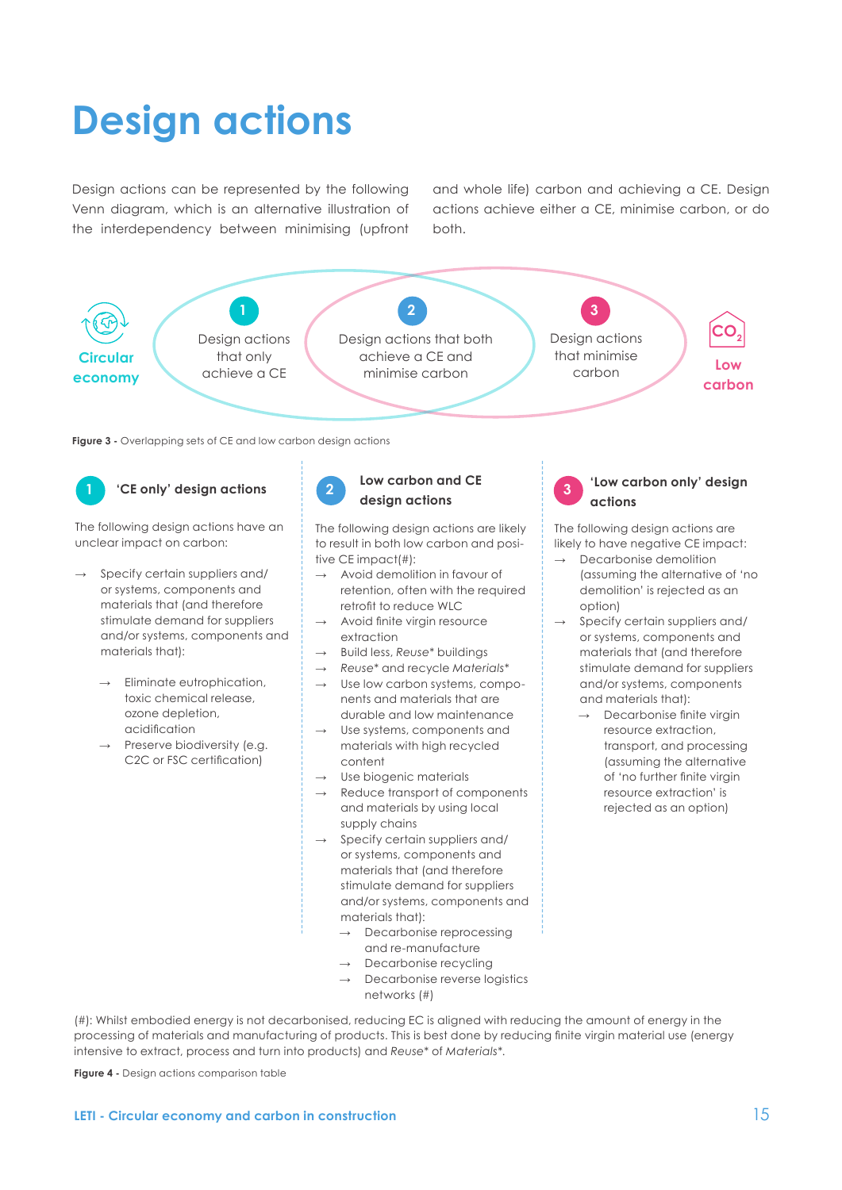# Design actions

Design actions can be represented by the following Venn diagram, which is an alternative illustration of the interdependency between minimising (upfront and whole life) carbon and achieving a CE. Design actions achieve either a CE, minimise carbon, or do both.

Circular economy

1 Design actions that only achieve a CE

2 Design actions that both achieve a CE and minimise carbon

3 Design actions that minimise carbon

$CO_2$ Low carbon

**Figure 3 -** Overlapping sets of CE and low carbon design actions

### 1 'CE only' design actions

The following design actions have an unclear impact on carbon:

- → Specify certain suppliers and/or systems, components and materials that (and therefore stimulate demand for suppliers and/or systems, components and materials that):
  - → Eliminate eutrophication, toxic chemical release, ozone depletion, acidification
  - → Preserve biodiversity (e.g. C2C or FSC certification)

### 2 Low carbon and CE design actions

The following design actions are likely to result in both low carbon and positive CE impact(#):

- → Avoid demolition in favour of retention, often with the required retrofit to reduce WLC
- → Avoid finite virgin resource extraction
- → Build less, *Reuse** buildings
- → *Reuse** and recycle *Materials**
- → Use low carbon systems, components and materials that are durable and low maintenance
- → Use systems, components and materials with high recycled content
- → Use biogenic materials
- → Reduce transport of components and materials by using local supply chains
- → Specify certain suppliers and/or systems, components and materials that (and therefore stimulate demand for suppliers and/or systems, components and materials that):
  - → Decarbonise reprocessing and re-manufacture
  - → Decarbonise recycling
  - → Decarbonise reverse logistics networks (#)

### 3 'Low carbon only' design actions

The following design actions are likely to have negative CE impact:

- → Decarbonise demolition (assuming the alternative of 'no demolition' is rejected as an option)
- → Specify certain suppliers and/or systems, components and materials that (and therefore stimulate demand for suppliers and/or systems, components and materials that):
  - → Decarbonise finite virgin resource extraction, transport, and processing (assuming the alternative of 'no further finite virgin resource extraction' is rejected as an option)

(#): Whilst embodied energy is not decarbonised, reducing EC is aligned with reducing the amount of energy in the processing of materials and manufacturing of products. This is best done by reducing finite virgin material use (energy intensive to extract, process and turn into products) and *Reuse** of *Materials**.

**Figure 4 -** Design actions comparison table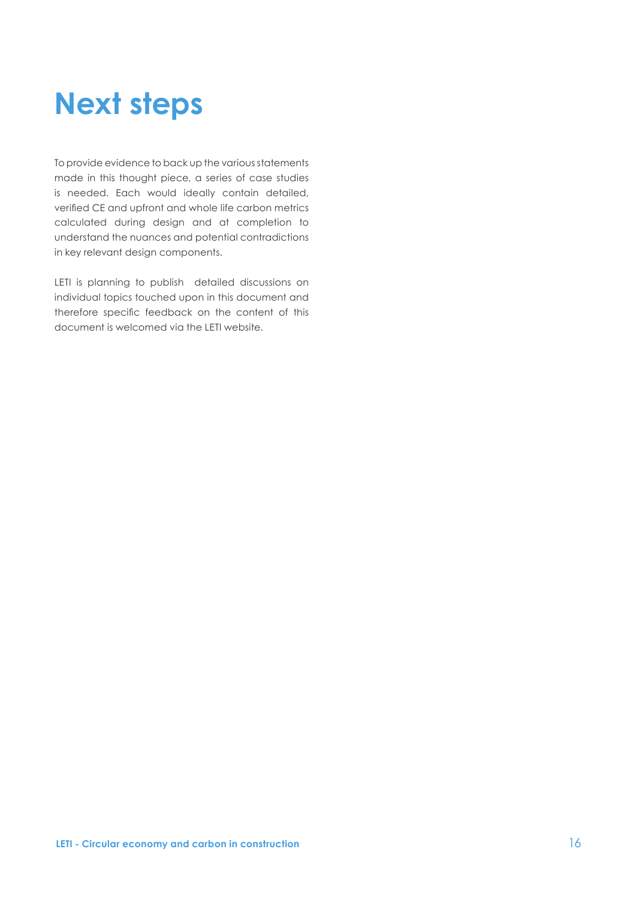# Next steps

To provide evidence to back up the various statements made in this thought piece, a series of case studies is needed. Each would ideally contain detailed, verified CE and upfront and whole life carbon metrics calculated during design and at completion to understand the nuances and potential contradictions in key relevant design components.

LETI is planning to publish detailed discussions on individual topics touched upon in this document and therefore specific feedback on the content of this document is welcomed via the LETI website.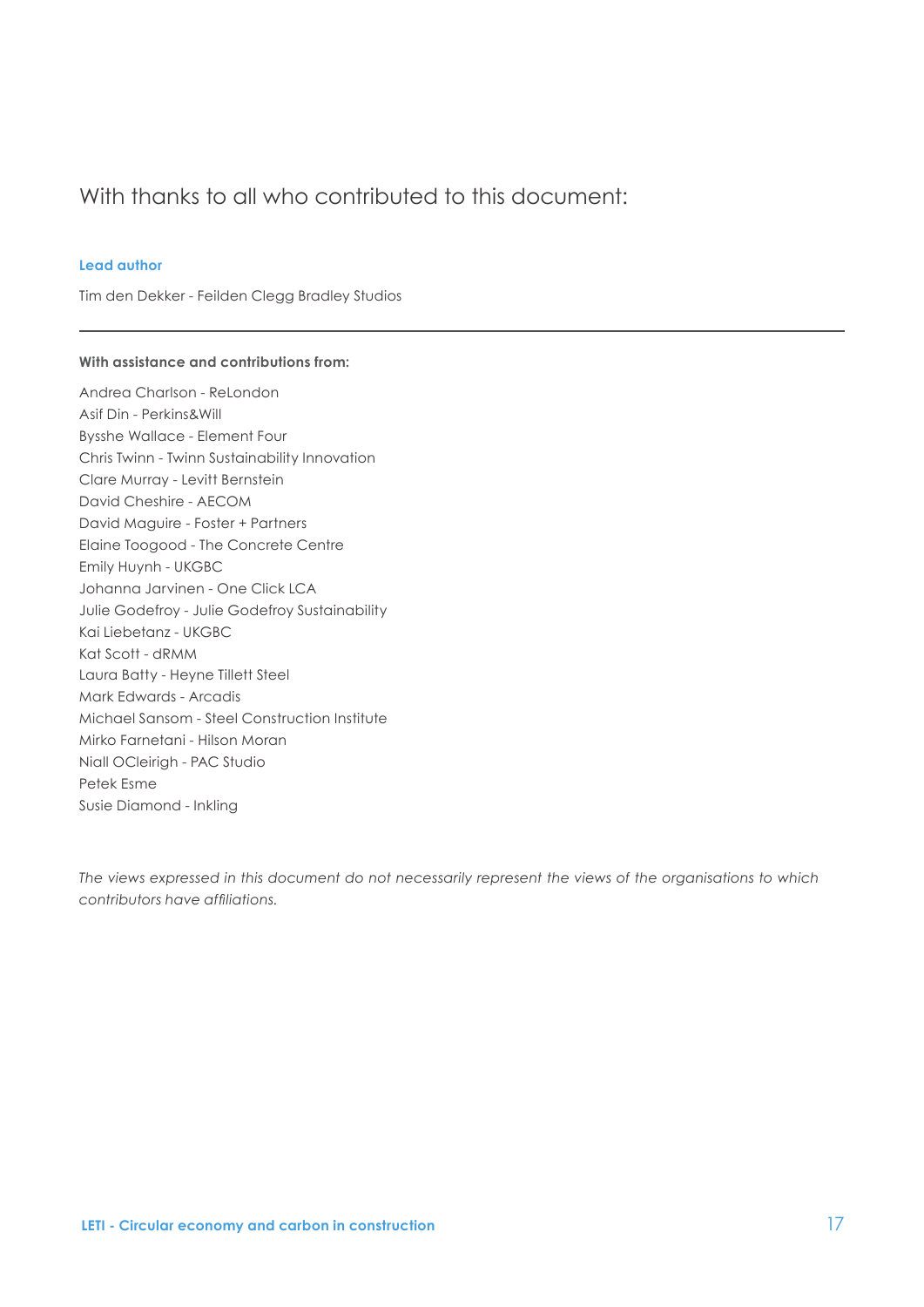# With thanks to all who contributed to this document:

### Lead author

Tim den Dekker - Feilden Clegg Bradley Studios

---

**With assistance and contributions from:**

Andrea Charlson - ReLondon
Asif Din - Perkins&Will
Bysshe Wallace - Element Four
Chris Twinn - Twinn Sustainability Innovation
Clare Murray - Levitt Bernstein
David Cheshire - AECOM
David Maguire - Foster + Partners
Elaine Toogood - The Concrete Centre
Emily Huynh - UKGBC
Johanna Jarvinen - One Click LCA
Julie Godefroy - Julie Godefroy Sustainability
Kai Liebetanz - UKGBC
Kat Scott - dRMM
Laura Batty - Heyne Tillett Steel
Mark Edwards - Arcadis
Michael Sansom - Steel Construction Institute
Mirko Farnetani - Hilson Moran
Niall OCleirigh - PAC Studio
Petek Esme
Susie Diamond - Inkling

*The views expressed in this document do not necessarily represent the views of the organisations to which contributors have affiliations.*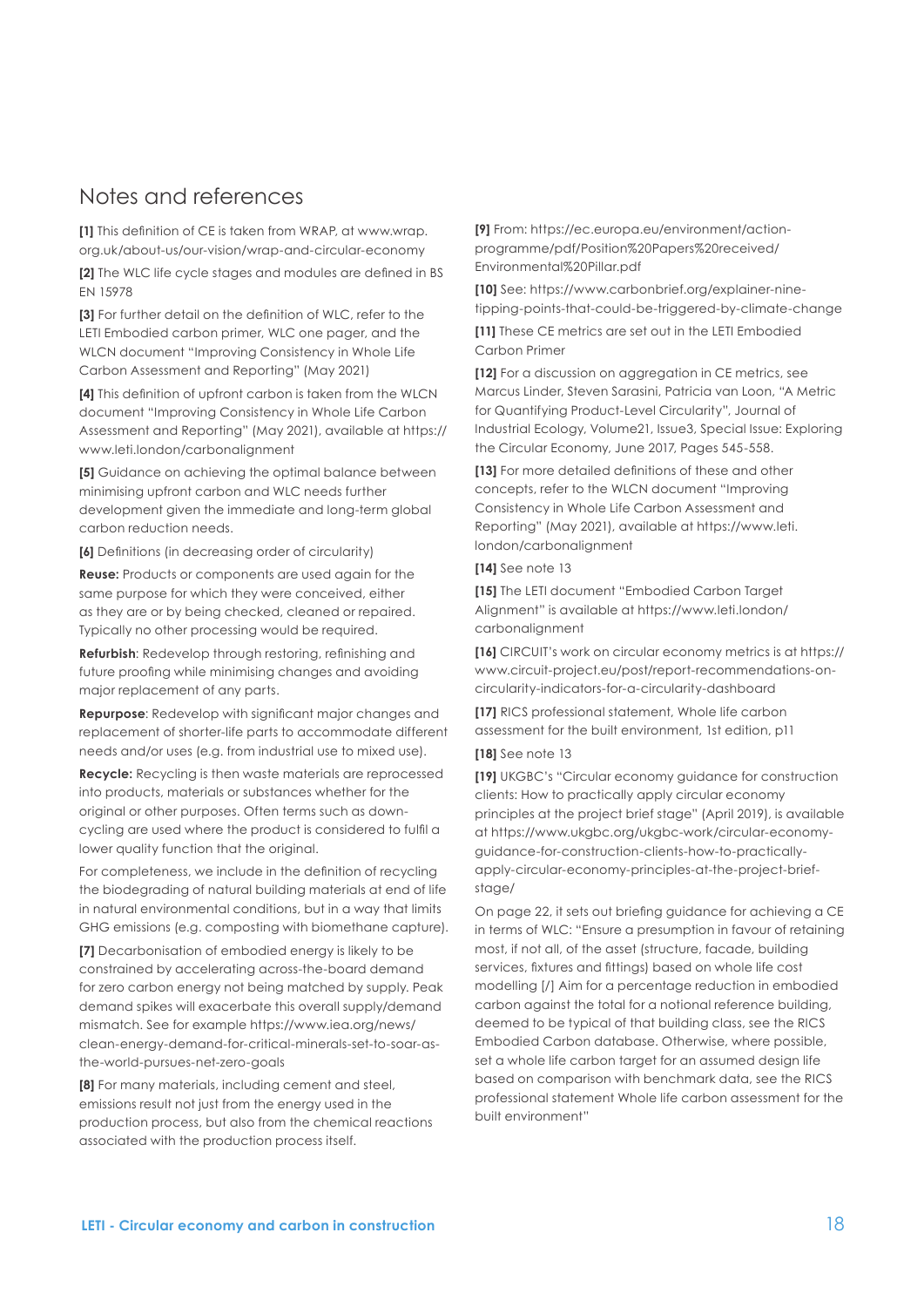## Notes and references

**[1]** This definition of CE is taken from WRAP, at www.wrap.org.uk/about-us/our-vision/wrap-and-circular-economy

**[2]** The WLC life cycle stages and modules are defined in BS EN 15978

**[3]** For further detail on the definition of WLC, refer to the LETI Embodied carbon primer, WLC one pager, and the WLCN document "Improving Consistency in Whole Life Carbon Assessment and Reporting" (May 2021)

**[4]** This definition of upfront carbon is taken from the WLCN document "Improving Consistency in Whole Life Carbon Assessment and Reporting" (May 2021), available at https://www.leti.london/carbonalignment

**[5]** Guidance on achieving the optimal balance between minimising upfront carbon and WLC needs further development given the immediate and long-term global carbon reduction needs.

**[6]** Definitions (in decreasing order of circularity)

**Reuse:** Products or components are used again for the same purpose for which they were conceived, either as they are or by being checked, cleaned or repaired. Typically no other processing would be required.

**Refurbish**: Redevelop through restoring, refinishing and future proofing while minimising changes and avoiding major replacement of any parts.

**Repurpose**: Redevelop with significant major changes and replacement of shorter-life parts to accommodate different needs and/or uses (e.g. from industrial use to mixed use).

**Recycle:** Recycling is then waste materials are reprocessed into products, materials or substances whether for the original or other purposes. Often terms such as down-cycling are used where the product is considered to fulfil a lower quality function that the original.

For completeness, we include in the definition of recycling the biodegrading of natural building materials at end of life in natural environmental conditions, but in a way that limits GHG emissions (e.g. composting with biomethane capture).

**[7]** Decarbonisation of embodied energy is likely to be constrained by accelerating across-the-board demand for zero carbon energy not being matched by supply. Peak demand spikes will exacerbate this overall supply/demand mismatch. See for example https://www.iea.org/news/clean-energy-demand-for-critical-minerals-set-to-soar-as-the-world-pursues-net-zero-goals

**[8]** For many materials, including cement and steel, emissions result not just from the energy used in the production process, but also from the chemical reactions associated with the production process itself.

**[9]** From: https://ec.europa.eu/environment/action-programme/pdf/Position%20Papers%20received/Environmental%20Pillar.pdf

**[10]** See: https://www.carbonbrief.org/explainer-nine-tipping-points-that-could-be-triggered-by-climate-change

**[11]** These CE metrics are set out in the LETI Embodied Carbon Primer

**[12]** For a discussion on aggregation in CE metrics, see Marcus Linder, Steven Sarasini, Patricia van Loon, "A Metric for Quantifying Product-Level Circularity", Journal of Industrial Ecology, Volume21, Issue3, Special Issue: Exploring the Circular Economy, June 2017, Pages 545-558.

**[13]** For more detailed definitions of these and other concepts, refer to the WLCN document "Improving Consistency in Whole Life Carbon Assessment and Reporting" (May 2021), available at https://www.leti.london/carbonalignment

**[14]** See note 13

**[15]** The LETI document "Embodied Carbon Target Alignment" is available at https://www.leti.london/carbonalignment

**[16]** CIRCUIT's work on circular economy metrics is at https://www.circuit-project.eu/post/report-recommendations-on-circularity-indicators-for-a-circularity-dashboard

**[17]** RICS professional statement, Whole life carbon assessment for the built environment, 1st edition, p11

**[18]** See note 13

**[19]** UKGBC's "Circular economy guidance for construction clients: How to practically apply circular economy principles at the project brief stage" (April 2019), is available at https://www.ukgbc.org/ukgbc-work/circular-economy-guidance-for-construction-clients-how-to-practically-apply-circular-economy-principles-at-the-project-brief-stage/

On page 22, it sets out briefing guidance for achieving a CE in terms of WLC: "Ensure a presumption in favour of retaining most, if not all, of the asset (structure, facade, building services, fixtures and fittings) based on whole life cost modelling [/] Aim for a percentage reduction in embodied carbon against the total for a notional reference building, deemed to be typical of that building class, see the RICS Embodied Carbon database. Otherwise, where possible, set a whole life carbon target for an assumed design life based on comparison with benchmark data, see the RICS professional statement Whole life carbon assessment for the built environment"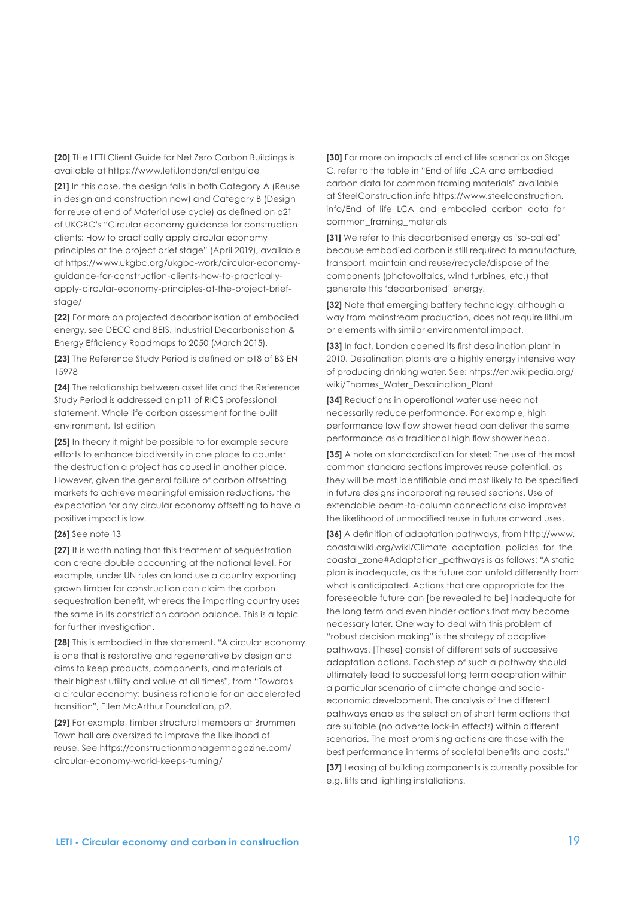**[20]** THe LETI Client Guide for Net Zero Carbon Buildings is available at https://www.leti.london/clientguide

**[21]** In this case, the design falls in both Category A (Reuse in design and construction now) and Category B (Design for reuse at end of Material use cycle) as defined on p21 of UKGBC's "Circular economy guidance for construction clients: How to practically apply circular economy principles at the project brief stage" (April 2019), available at https://www.ukgbc.org/ukgbc-work/circular-economy-guidance-for-construction-clients-how-to-practically-apply-circular-economy-principles-at-the-project-brief-stage/

**[22]** For more on projected decarbonisation of embodied energy, see DECC and BEIS, Industrial Decarbonisation & Energy Efficiency Roadmaps to 2050 (March 2015).

**[23]** The Reference Study Period is defined on p18 of BS EN 15978

**[24]** The relationship between asset life and the Reference Study Period is addressed on p11 of RICS professional statement, Whole life carbon assessment for the built environment, 1st edition

**[25]** In theory it might be possible to for example secure efforts to enhance biodiversity in one place to counter the destruction a project has caused in another place. However, given the general failure of carbon offsetting markets to achieve meaningful emission reductions, the expectation for any circular economy offsetting to have a positive impact is low.

**[26]** See note 13

**[27]** It is worth noting that this treatment of sequestration can create double accounting at the national level. For example, under UN rules on land use a country exporting grown timber for construction can claim the carbon sequestration benefit, whereas the importing country uses the same in its constriction carbon balance. This is a topic for further investigation.

**[28]** This is embodied in the statement, "A circular economy is one that is restorative and regenerative by design and aims to keep products, components, and materials at their highest utility and value at all times", from "Towards a circular economy: business rationale for an accelerated transition", Ellen McArthur Foundation, p2.

**[29]** For example, timber structural members at Brummen Town hall are oversized to improve the likelihood of reuse. See https://constructionmanagermagazine.com/circular-economy-world-keeps-turning/

**[30]** For more on impacts of end of life scenarios on Stage C, refer to the table in "End of life LCA and embodied carbon data for common framing materials" available at SteelConstruction.info https://www.steelconstruction.info/End_of_life_LCA_and_embodied_carbon_data_for_common_framing_materials

**[31]** We refer to this decarbonised energy as 'so-called' because embodied carbon is still required to manufacture, transport, maintain and reuse/recycle/dispose of the components (photovoltaics, wind turbines, etc.) that generate this 'decarbonised' energy.

**[32]** Note that emerging battery technology, although a way from mainstream production, does not require lithium or elements with similar environmental impact.

**[33]** In fact, London opened its first desalination plant in 2010. Desalination plants are a highly energy intensive way of producing drinking water. See: https://en.wikipedia.org/wiki/Thames_Water_Desalination_Plant

**[34]** Reductions in operational water use need not necessarily reduce performance. For example, high performance low flow shower head can deliver the same performance as a traditional high flow shower head.

**[35]** A note on standardisation for steel: The use of the most common standard sections improves reuse potential, as they will be most identifiable and most likely to be specified in future designs incorporating reused sections. Use of extendable beam-to-column connections also improves the likelihood of unmodified reuse in future onward uses.

**[36]** A definition of adaptation pathways, from http://www.coastalwiki.org/wiki/Climate_adaptation_policies_for_the_coastal_zone#Adaptation_pathways is as follows: "A static plan is inadequate, as the future can unfold differently from what is anticipated. Actions that are appropriate for the foreseeable future can [be revealed to be] inadequate for the long term and even hinder actions that may become necessary later. One way to deal with this problem of "robust decision making" is the strategy of adaptive pathways. [These] consist of different sets of successive adaptation actions. Each step of such a pathway should ultimately lead to successful long term adaptation within a particular scenario of climate change and socio-economic development. The analysis of the different pathways enables the selection of short term actions that are suitable (no adverse lock-in effects) within different scenarios. The most promising actions are those with the best performance in terms of societal benefits and costs."

**[37]** Leasing of building components is currently possible for e.g. lifts and lighting installations.